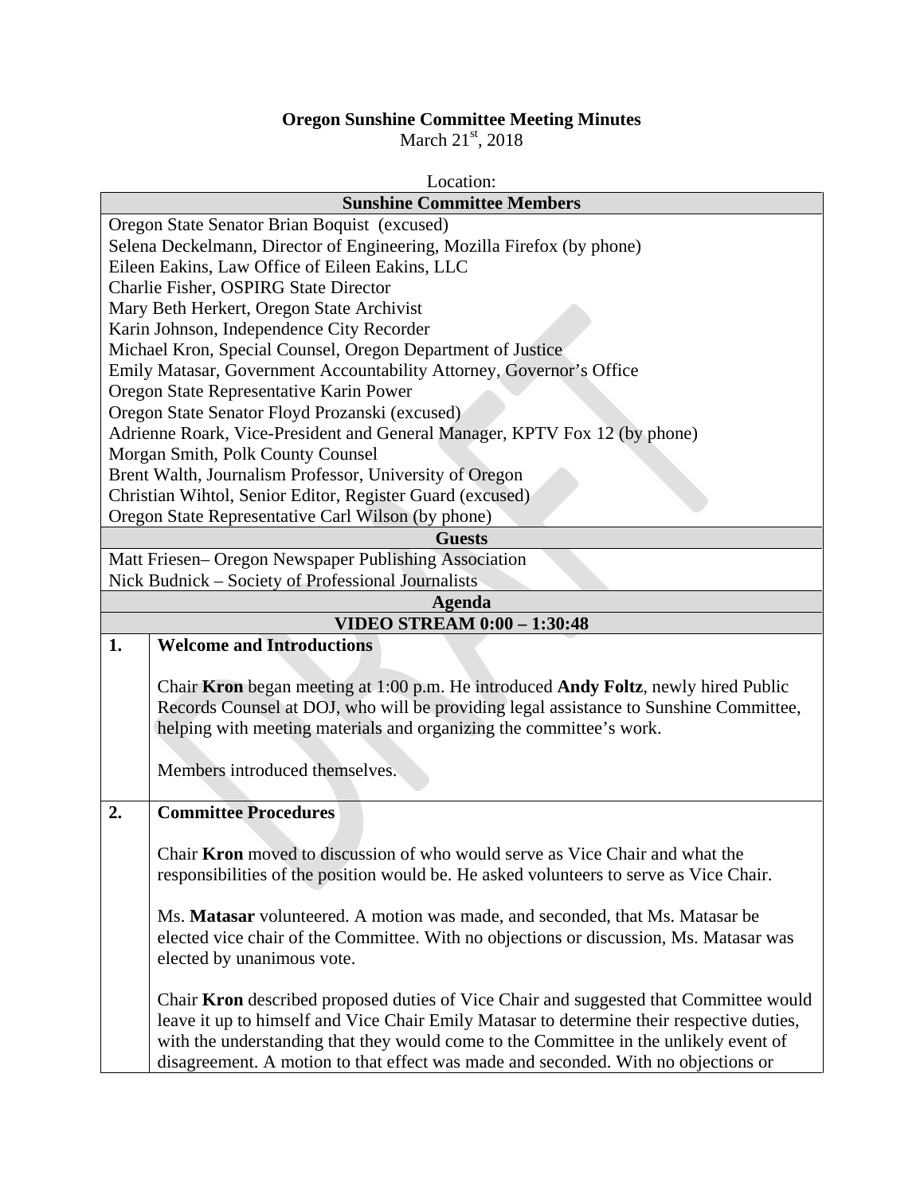# Oregon Sunshine Committee Meeting Minutes

March 21st, 2018

Location:

| Sunshine Committee Members | |
|---|---|
| Oregon State Senator Brian Boquist (excused) | |
| Selena Deckelmann, Director of Engineering, Mozilla Firefox (by phone) | |
| Eileen Eakins, Law Office of Eileen Eakins, LLC | |
| Charlie Fisher, OSPIRG State Director | |
| Mary Beth Herkert, Oregon State Archivist | |
| Karin Johnson, Independence City Recorder | |
| Michael Kron, Special Counsel, Oregon Department of Justice | |
| Emily Matasar, Government Accountability Attorney, Governor's Office | |
| Oregon State Representative Karin Power | |
| Oregon State Senator Floyd Prozanski (excused) | |
| Adrienne Roark, Vice-President and General Manager, KPTV Fox 12 (by phone) | |
| Morgan Smith, Polk County Counsel | |
| Brent Walth, Journalism Professor, University of Oregon | |
| Christian Wihtol, Senior Editor, Register Guard (excused) | |
| Oregon State Representative Carl Wilson (by phone) | |
| **Guests** | |
| Matt Friesen– Oregon Newspaper Publishing Association | |
| Nick Budnick – Society of Professional Journalists | |
| **Agenda** | |
| **VIDEO STREAM 0:00 – 1:30:48** | |
| **1.** | **Welcome and Introductions**<br><br>Chair **Kron** began meeting at 1:00 p.m. He introduced **Andy Foltz**, newly hired Public Records Counsel at DOJ, who will be providing legal assistance to Sunshine Committee, helping with meeting materials and organizing the committee's work.<br><br>Members introduced themselves. |
| **2.** | **Committee Procedures**<br><br>Chair **Kron** moved to discussion of who would serve as Vice Chair and what the responsibilities of the position would be. He asked volunteers to serve as Vice Chair.<br><br>Ms. **Matasar** volunteered. A motion was made, and seconded, that Ms. Matasar be elected vice chair of the Committee. With no objections or discussion, Ms. Matasar was elected by unanimous vote.<br><br>Chair **Kron** described proposed duties of Vice Chair and suggested that Committee would leave it up to himself and Vice Chair Emily Matasar to determine their respective duties, with the understanding that they would come to the Committee in the unlikely event of disagreement. A motion to that effect was made and seconded. With no objections or |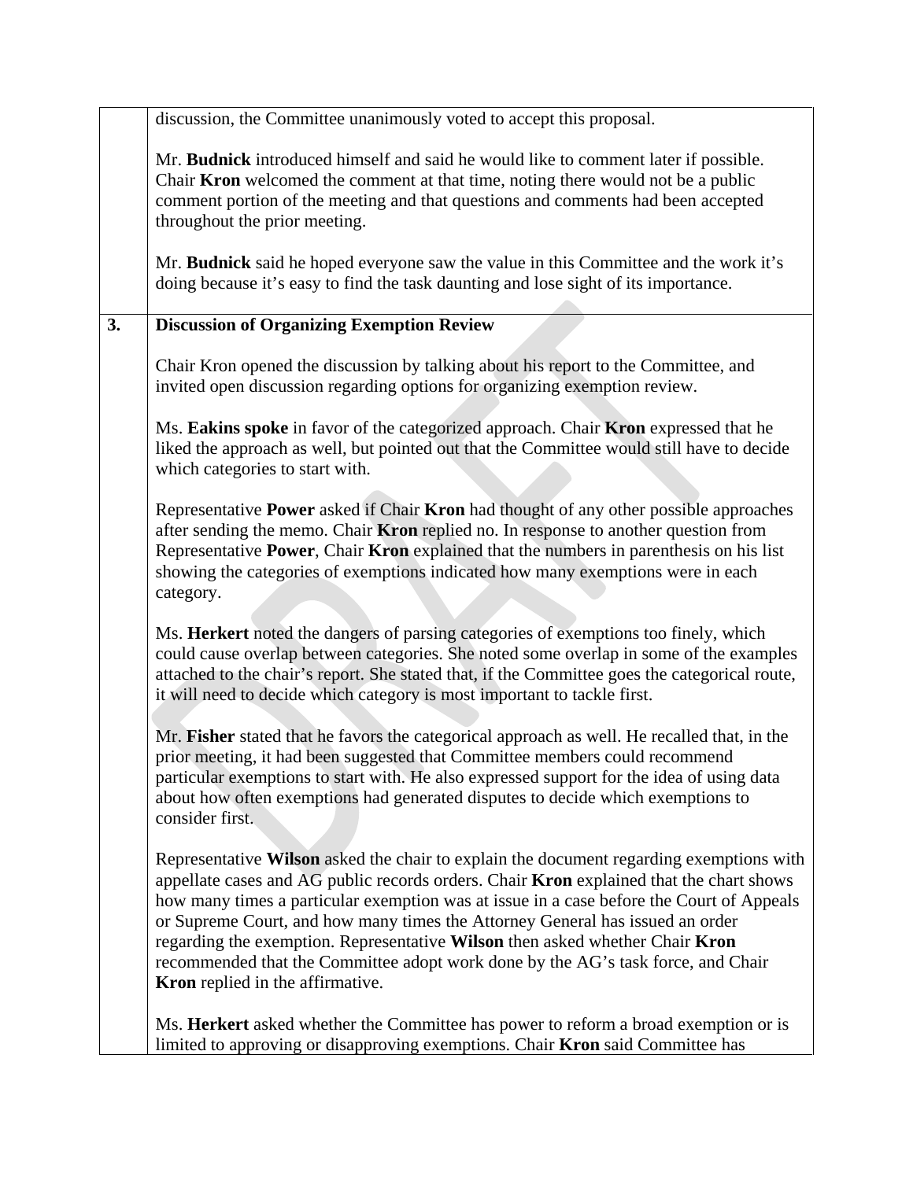| | |
|---|---|
| | discussion, the Committee unanimously voted to accept this proposal.<br><br>Mr. **Budnick** introduced himself and said he would like to comment later if possible. Chair **Kron** welcomed the comment at that time, noting there would not be a public comment portion of the meeting and that questions and comments had been accepted throughout the prior meeting.<br><br>Mr. **Budnick** said he hoped everyone saw the value in this Committee and the work it's doing because it's easy to find the task daunting and lose sight of its importance. |
| **3.** | **Discussion of Organizing Exemption Review**<br><br>Chair Kron opened the discussion by talking about his report to the Committee, and invited open discussion regarding options for organizing exemption review.<br><br>Ms. **Eakins spoke** in favor of the categorized approach. Chair **Kron** expressed that he liked the approach as well, but pointed out that the Committee would still have to decide which categories to start with.<br><br>Representative **Power** asked if Chair **Kron** had thought of any other possible approaches after sending the memo. Chair **Kron** replied no. In response to another question from Representative **Power**, Chair **Kron** explained that the numbers in parenthesis on his list showing the categories of exemptions indicated how many exemptions were in each category.<br><br>Ms. **Herkert** noted the dangers of parsing categories of exemptions too finely, which could cause overlap between categories. She noted some overlap in some of the examples attached to the chair's report. She stated that, if the Committee goes the categorical route, it will need to decide which category is most important to tackle first.<br><br>Mr. **Fisher** stated that he favors the categorical approach as well. He recalled that, in the prior meeting, it had been suggested that Committee members could recommend particular exemptions to start with. He also expressed support for the idea of using data about how often exemptions had generated disputes to decide which exemptions to consider first.<br><br>Representative **Wilson** asked the chair to explain the document regarding exemptions with appellate cases and AG public records orders. Chair **Kron** explained that the chart shows how many times a particular exemption was at issue in a case before the Court of Appeals or Supreme Court, and how many times the Attorney General has issued an order regarding the exemption. Representative **Wilson** then asked whether Chair **Kron** recommended that the Committee adopt work done by the AG's task force, and Chair **Kron** replied in the affirmative.<br><br>Ms. **Herkert** asked whether the Committee has power to reform a broad exemption or is limited to approving or disapproving exemptions. Chair **Kron** said Committee has |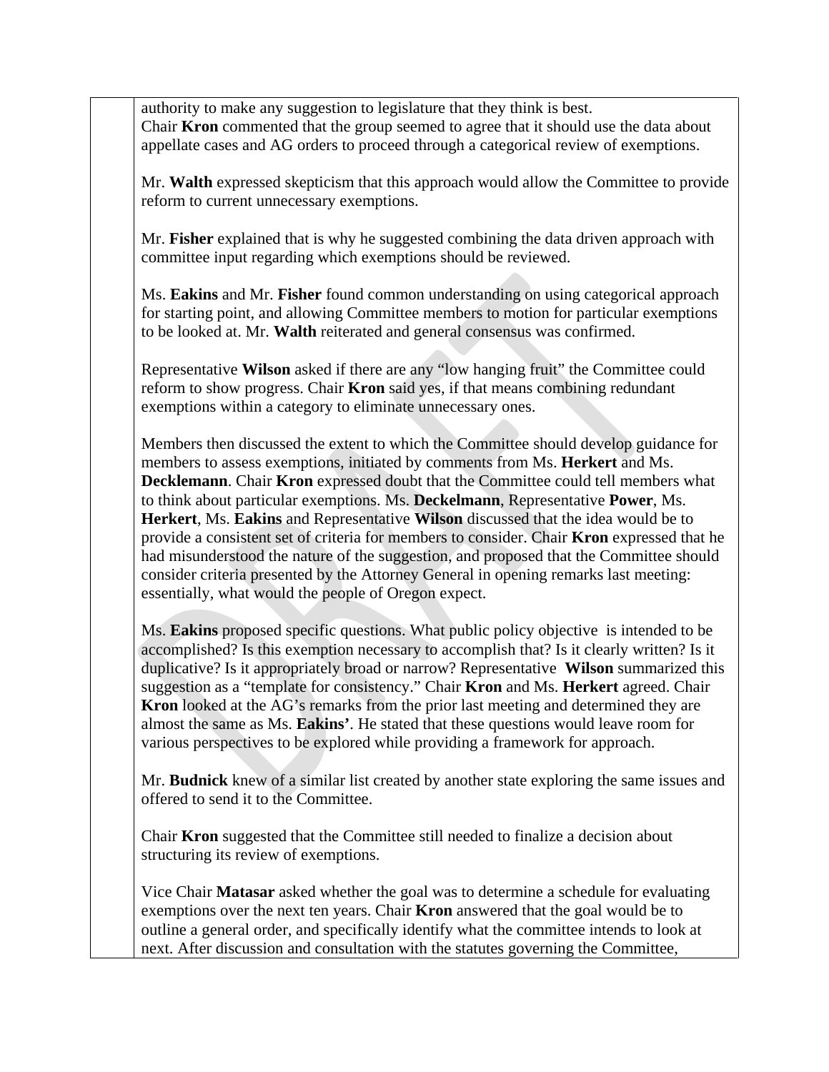authority to make any suggestion to legislature that they think is best.
Chair **Kron** commented that the group seemed to agree that it should use the data about appellate cases and AG orders to proceed through a categorical review of exemptions.

Mr. **Walth** expressed skepticism that this approach would allow the Committee to provide reform to current unnecessary exemptions.

Mr. **Fisher** explained that is why he suggested combining the data driven approach with committee input regarding which exemptions should be reviewed.

Ms. **Eakins** and Mr. **Fisher** found common understanding on using categorical approach for starting point, and allowing Committee members to motion for particular exemptions to be looked at. Mr. **Walth** reiterated and general consensus was confirmed.

Representative **Wilson** asked if there are any "low hanging fruit" the Committee could reform to show progress. Chair **Kron** said yes, if that means combining redundant exemptions within a category to eliminate unnecessary ones.

Members then discussed the extent to which the Committee should develop guidance for members to assess exemptions, initiated by comments from Ms. **Herkert** and Ms. **Decklemann**. Chair **Kron** expressed doubt that the Committee could tell members what to think about particular exemptions. Ms. **Deckelmann**, Representative **Power**, Ms. **Herkert**, Ms. **Eakins** and Representative **Wilson** discussed that the idea would be to provide a consistent set of criteria for members to consider. Chair **Kron** expressed that he had misunderstood the nature of the suggestion, and proposed that the Committee should consider criteria presented by the Attorney General in opening remarks last meeting: essentially, what would the people of Oregon expect.

Ms. **Eakins** proposed specific questions. What public policy objective is intended to be accomplished? Is this exemption necessary to accomplish that? Is it clearly written? Is it duplicative? Is it appropriately broad or narrow? Representative **Wilson** summarized this suggestion as a "template for consistency." Chair **Kron** and Ms. **Herkert** agreed. Chair **Kron** looked at the AG's remarks from the prior last meeting and determined they are almost the same as Ms. **Eakins'**. He stated that these questions would leave room for various perspectives to be explored while providing a framework for approach.

Mr. **Budnick** knew of a similar list created by another state exploring the same issues and offered to send it to the Committee.

Chair **Kron** suggested that the Committee still needed to finalize a decision about structuring its review of exemptions.

Vice Chair **Matasar** asked whether the goal was to determine a schedule for evaluating exemptions over the next ten years. Chair **Kron** answered that the goal would be to outline a general order, and specifically identify what the committee intends to look at next. After discussion and consultation with the statutes governing the Committee,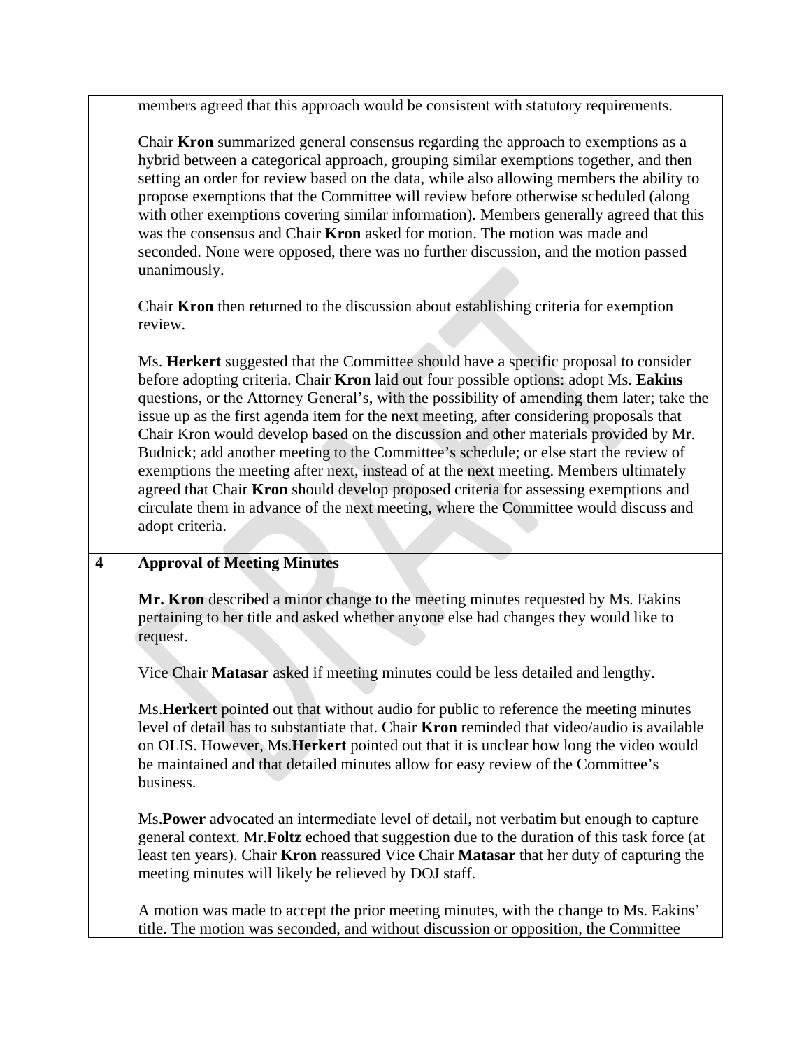| | |
|---|---|
| | members agreed that this approach would be consistent with statutory requirements.<br><br>Chair **Kron** summarized general consensus regarding the approach to exemptions as a hybrid between a categorical approach, grouping similar exemptions together, and then setting an order for review based on the data, while also allowing members the ability to propose exemptions that the Committee will review before otherwise scheduled (along with other exemptions covering similar information). Members generally agreed that this was the consensus and Chair **Kron** asked for motion. The motion was made and seconded. None were opposed, there was no further discussion, and the motion passed unanimously.<br><br>Chair **Kron** then returned to the discussion about establishing criteria for exemption review.<br><br>Ms. **Herkert** suggested that the Committee should have a specific proposal to consider before adopting criteria. Chair **Kron** laid out four possible options: adopt Ms. **Eakins** questions, or the Attorney General's, with the possibility of amending them later; take the issue up as the first agenda item for the next meeting, after considering proposals that Chair Kron would develop based on the discussion and other materials provided by Mr. Budnick; add another meeting to the Committee's schedule; or else start the review of exemptions the meeting after next, instead of at the next meeting. Members ultimately agreed that Chair **Kron** should develop proposed criteria for assessing exemptions and circulate them in advance of the next meeting, where the Committee would discuss and adopt criteria. |
| **4** | **Approval of Meeting Minutes**<br><br>**Mr. Kron** described a minor change to the meeting minutes requested by Ms. Eakins pertaining to her title and asked whether anyone else had changes they would like to request.<br><br>Vice Chair **Matasar** asked if meeting minutes could be less detailed and lengthy.<br><br>Ms.**Herkert** pointed out that without audio for public to reference the meeting minutes level of detail has to substantiate that. Chair **Kron** reminded that video/audio is available on OLIS. However, Ms.**Herkert** pointed out that it is unclear how long the video would be maintained and that detailed minutes allow for easy review of the Committee's business.<br><br>Ms.**Power** advocated an intermediate level of detail, not verbatim but enough to capture general context. Mr.**Foltz** echoed that suggestion due to the duration of this task force (at least ten years). Chair **Kron** reassured Vice Chair **Matasar** that her duty of capturing the meeting minutes will likely be relieved by DOJ staff.<br><br>A motion was made to accept the prior meeting minutes, with the change to Ms. Eakins' title. The motion was seconded, and without discussion or opposition, the Committee |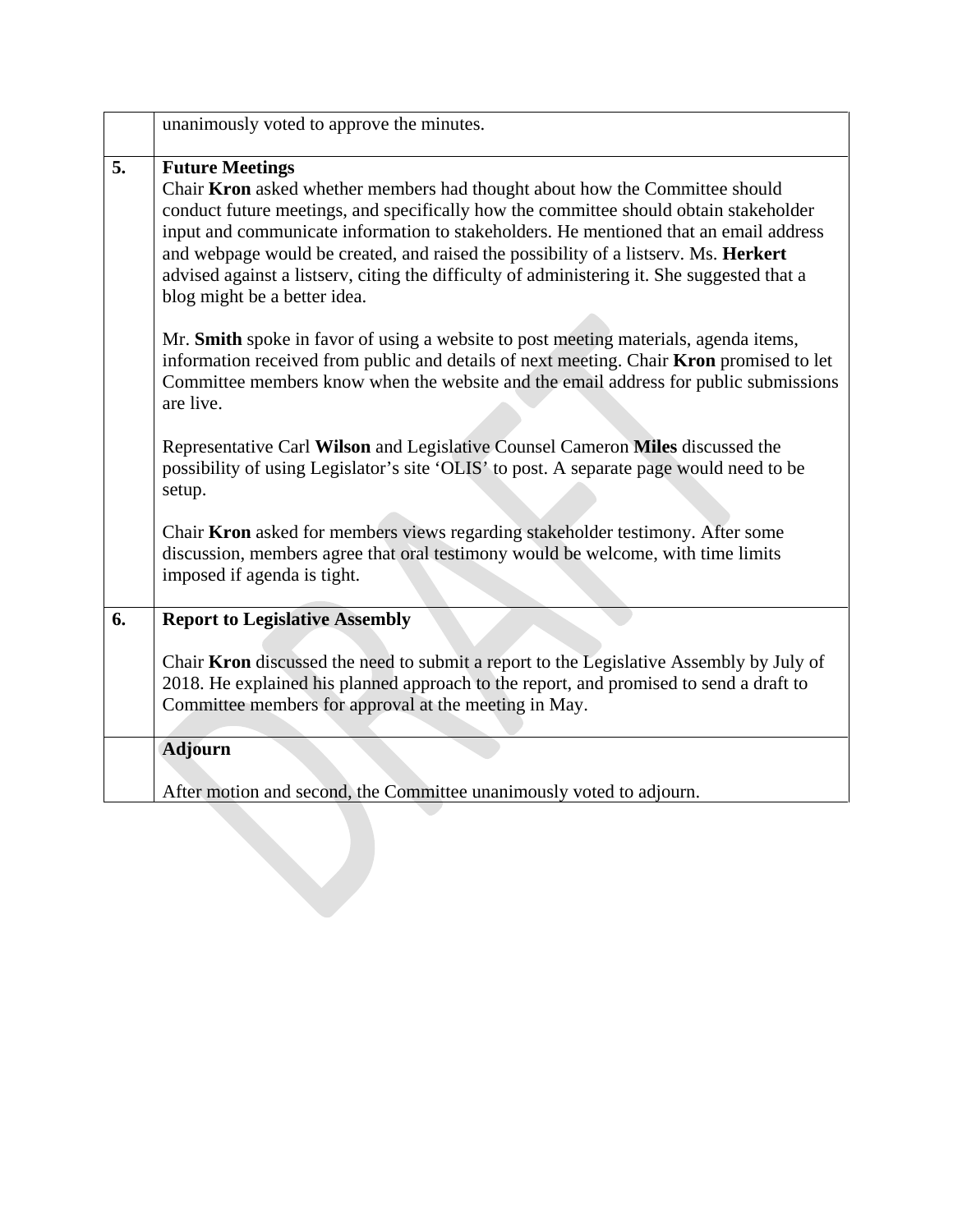| | |
|---|---|
| | unanimously voted to approve the minutes. |
| **5.** | **Future Meetings**<br>Chair **Kron** asked whether members had thought about how the Committee should conduct future meetings, and specifically how the committee should obtain stakeholder input and communicate information to stakeholders. He mentioned that an email address and webpage would be created, and raised the possibility of a listserv. Ms. **Herkert** advised against a listserv, citing the difficulty of administering it. She suggested that a blog might be a better idea.<br><br>Mr. **Smith** spoke in favor of using a website to post meeting materials, agenda items, information received from public and details of next meeting. Chair **Kron** promised to let Committee members know when the website and the email address for public submissions are live.<br><br>Representative Carl **Wilson** and Legislative Counsel Cameron **Miles** discussed the possibility of using Legislator's site 'OLIS' to post. A separate page would need to be setup.<br><br>Chair **Kron** asked for members views regarding stakeholder testimony. After some discussion, members agree that oral testimony would be welcome, with time limits imposed if agenda is tight. |
| **6.** | **Report to Legislative Assembly**<br><br>Chair **Kron** discussed the need to submit a report to the Legislative Assembly by July of 2018. He explained his planned approach to the report, and promised to send a draft to Committee members for approval at the meeting in May. |
| | **Adjourn**<br><br>After motion and second, the Committee unanimously voted to adjourn. |